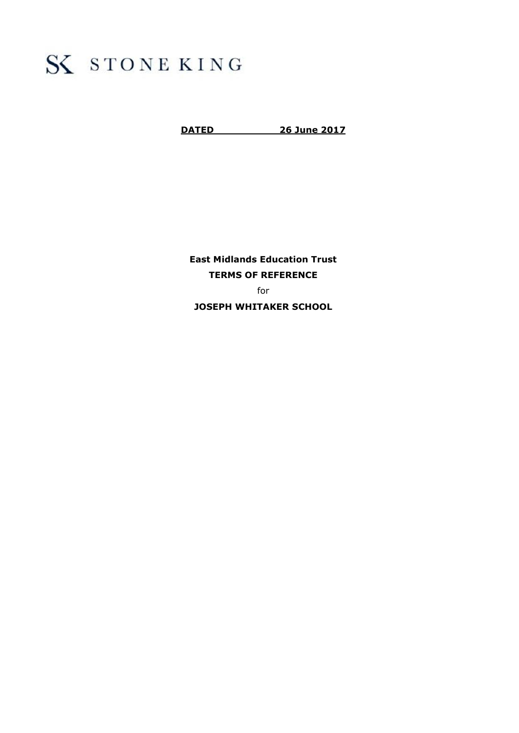SK STONE KING

**DATED 26 June 2017**

**East Midlands Education Trust**

**TERMS OF REFERENCE**

for

**JOSEPH WHITAKER SCHOOL**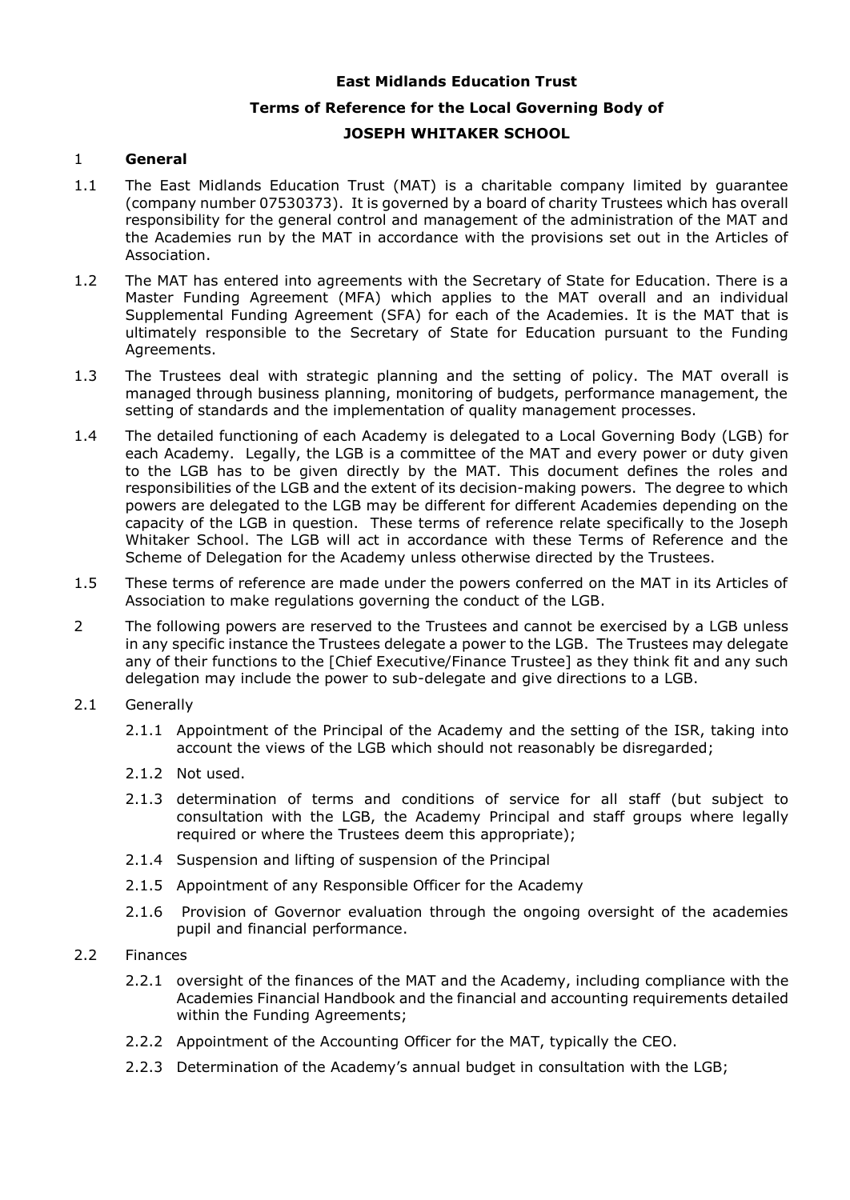**East Midlands Education Trust**

**Terms of Reference for the Local Governing Body of**

**JOSEPH WHITAKER SCHOOL**

1 **General**

1.1 The East Midlands Education Trust (MAT) is a charitable company limited by guarantee (company number 07530373). It is governed by a board of charity Trustees which has overall responsibility for the general control and management of the administration of the MAT and the Academies run by the MAT in accordance with the provisions set out in the Articles of Association.

1.2 The MAT has entered into agreements with the Secretary of State for Education. There is a Master Funding Agreement (MFA) which applies to the MAT overall and an individual Supplemental Funding Agreement (SFA) for each of the Academies. It is the MAT that is ultimately responsible to the Secretary of State for Education pursuant to the Funding Agreements.

1.3 The Trustees deal with strategic planning and the setting of policy. The MAT overall is managed through business planning, monitoring of budgets, performance management, the setting of standards and the implementation of quality management processes.

1.4 The detailed functioning of each Academy is delegated to a Local Governing Body (LGB) for each Academy. Legally, the LGB is a committee of the MAT and every power or duty given to the LGB has to be given directly by the MAT. This document defines the roles and responsibilities of the LGB and the extent of its decision-making powers. The degree to which powers are delegated to the LGB may be different for different Academies depending on the capacity of the LGB in question. These terms of reference relate specifically to the Joseph Whitaker School. The LGB will act in accordance with these Terms of Reference and the Scheme of Delegation for the Academy unless otherwise directed by the Trustees.

1.5 These terms of reference are made under the powers conferred on the MAT in its Articles of Association to make regulations governing the conduct of the LGB.

2 The following powers are reserved to the Trustees and cannot be exercised by a LGB unless in any specific instance the Trustees delegate a power to the LGB. The Trustees may delegate any of their functions to the [Chief Executive/Finance Trustee] as they think fit and any such delegation may include the power to sub-delegate and give directions to a LGB.

2.1 Generally

2.1.1 Appointment of the Principal of the Academy and the setting of the ISR, taking into account the views of the LGB which should not reasonably be disregarded;

2.1.2 Not used.

2.1.3 determination of terms and conditions of service for all staff (but subject to consultation with the LGB, the Academy Principal and staff groups where legally required or where the Trustees deem this appropriate);

2.1.4 Suspension and lifting of suspension of the Principal

2.1.5 Appointment of any Responsible Officer for the Academy

2.1.6 Provision of Governor evaluation through the ongoing oversight of the academies pupil and financial performance.

2.2 Finances

2.2.1 oversight of the finances of the MAT and the Academy, including compliance with the Academies Financial Handbook and the financial and accounting requirements detailed within the Funding Agreements;

2.2.2 Appointment of the Accounting Officer for the MAT, typically the CEO.

2.2.3 Determination of the Academy's annual budget in consultation with the LGB;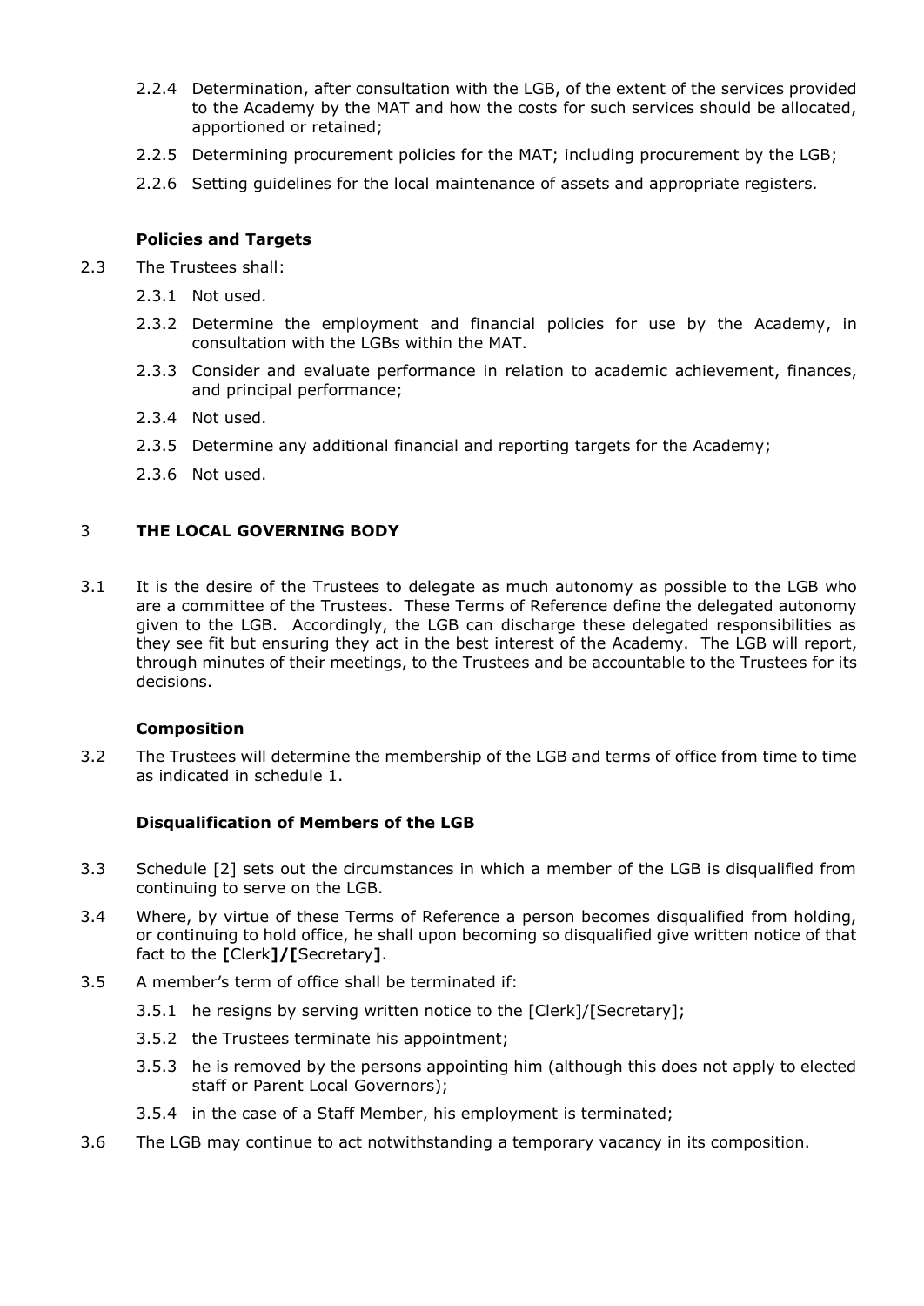2.2.4 Determination, after consultation with the LGB, of the extent of the services provided to the Academy by the MAT and how the costs for such services should be allocated, apportioned or retained;

2.2.5 Determining procurement policies for the MAT; including procurement by the LGB;

2.2.6 Setting guidelines for the local maintenance of assets and appropriate registers.

**Policies and Targets**

2.3 The Trustees shall:

2.3.1 Not used.

2.3.2 Determine the employment and financial policies for use by the Academy, in consultation with the LGBs within the MAT.

2.3.3 Consider and evaluate performance in relation to academic achievement, finances, and principal performance;

2.3.4 Not used.

2.3.5 Determine any additional financial and reporting targets for the Academy;

2.3.6 Not used.

## 3 THE LOCAL GOVERNING BODY

3.1 It is the desire of the Trustees to delegate as much autonomy as possible to the LGB who are a committee of the Trustees. These Terms of Reference define the delegated autonomy given to the LGB. Accordingly, the LGB can discharge these delegated responsibilities as they see fit but ensuring they act in the best interest of the Academy. The LGB will report, through minutes of their meetings, to the Trustees and be accountable to the Trustees for its decisions.

**Composition**

3.2 The Trustees will determine the membership of the LGB and terms of office from time to time as indicated in schedule 1.

**Disqualification of Members of the LGB**

3.3 Schedule [2] sets out the circumstances in which a member of the LGB is disqualified from continuing to serve on the LGB.

3.4 Where, by virtue of these Terms of Reference a person becomes disqualified from holding, or continuing to hold office, he shall upon becoming so disqualified give written notice of that fact to the **[**Clerk**]/[**Secretary**]**.

3.5 A member's term of office shall be terminated if:

3.5.1 he resigns by serving written notice to the [Clerk]/[Secretary];

3.5.2 the Trustees terminate his appointment;

3.5.3 he is removed by the persons appointing him (although this does not apply to elected staff or Parent Local Governors);

3.5.4 in the case of a Staff Member, his employment is terminated;

3.6 The LGB may continue to act notwithstanding a temporary vacancy in its composition.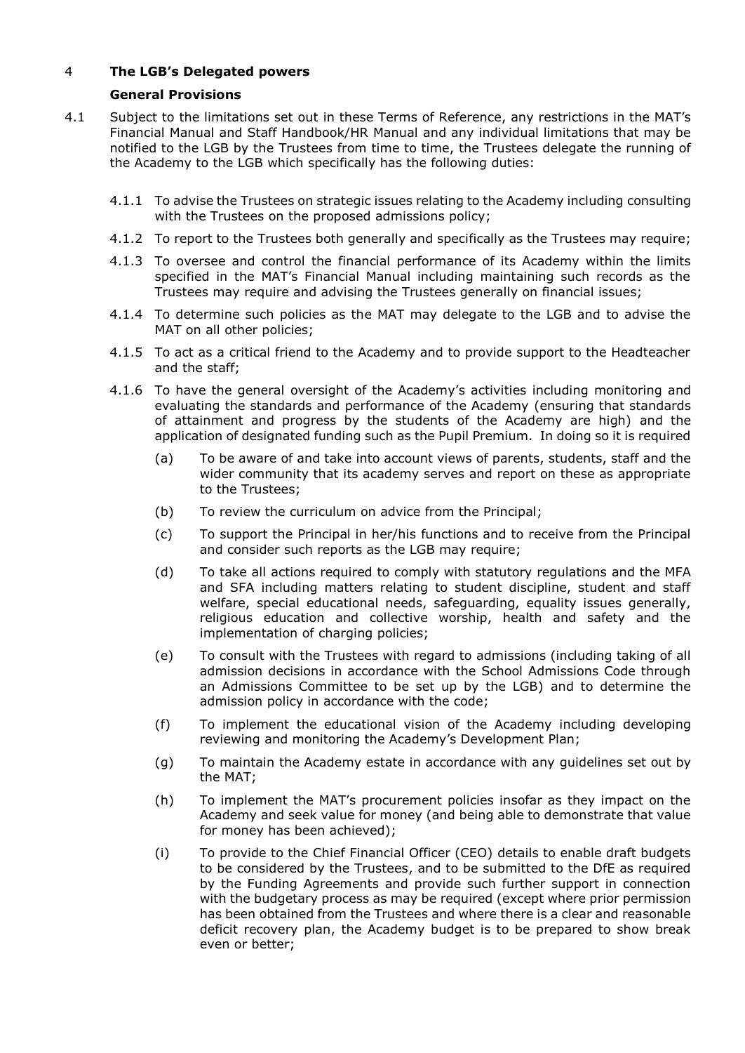## 4 The LGB's Delegated powers

### General Provisions

4.1 Subject to the limitations set out in these Terms of Reference, any restrictions in the MAT's Financial Manual and Staff Handbook/HR Manual and any individual limitations that may be notified to the LGB by the Trustees from time to time, the Trustees delegate the running of the Academy to the LGB which specifically has the following duties:

4.1.1 To advise the Trustees on strategic issues relating to the Academy including consulting with the Trustees on the proposed admissions policy;

4.1.2 To report to the Trustees both generally and specifically as the Trustees may require;

4.1.3 To oversee and control the financial performance of its Academy within the limits specified in the MAT's Financial Manual including maintaining such records as the Trustees may require and advising the Trustees generally on financial issues;

4.1.4 To determine such policies as the MAT may delegate to the LGB and to advise the MAT on all other policies;

4.1.5 To act as a critical friend to the Academy and to provide support to the Headteacher and the staff;

4.1.6 To have the general oversight of the Academy's activities including monitoring and evaluating the standards and performance of the Academy (ensuring that standards of attainment and progress by the students of the Academy are high) and the application of designated funding such as the Pupil Premium. In doing so it is required

(a) To be aware of and take into account views of parents, students, staff and the wider community that its academy serves and report on these as appropriate to the Trustees;

(b) To review the curriculum on advice from the Principal;

(c) To support the Principal in her/his functions and to receive from the Principal and consider such reports as the LGB may require;

(d) To take all actions required to comply with statutory regulations and the MFA and SFA including matters relating to student discipline, student and staff welfare, special educational needs, safeguarding, equality issues generally, religious education and collective worship, health and safety and the implementation of charging policies;

(e) To consult with the Trustees with regard to admissions (including taking of all admission decisions in accordance with the School Admissions Code through an Admissions Committee to be set up by the LGB) and to determine the admission policy in accordance with the code;

(f) To implement the educational vision of the Academy including developing reviewing and monitoring the Academy's Development Plan;

(g) To maintain the Academy estate in accordance with any guidelines set out by the MAT;

(h) To implement the MAT's procurement policies insofar as they impact on the Academy and seek value for money (and being able to demonstrate that value for money has been achieved);

(i) To provide to the Chief Financial Officer (CEO) details to enable draft budgets to be considered by the Trustees, and to be submitted to the DfE as required by the Funding Agreements and provide such further support in connection with the budgetary process as may be required (except where prior permission has been obtained from the Trustees and where there is a clear and reasonable deficit recovery plan, the Academy budget is to be prepared to show break even or better;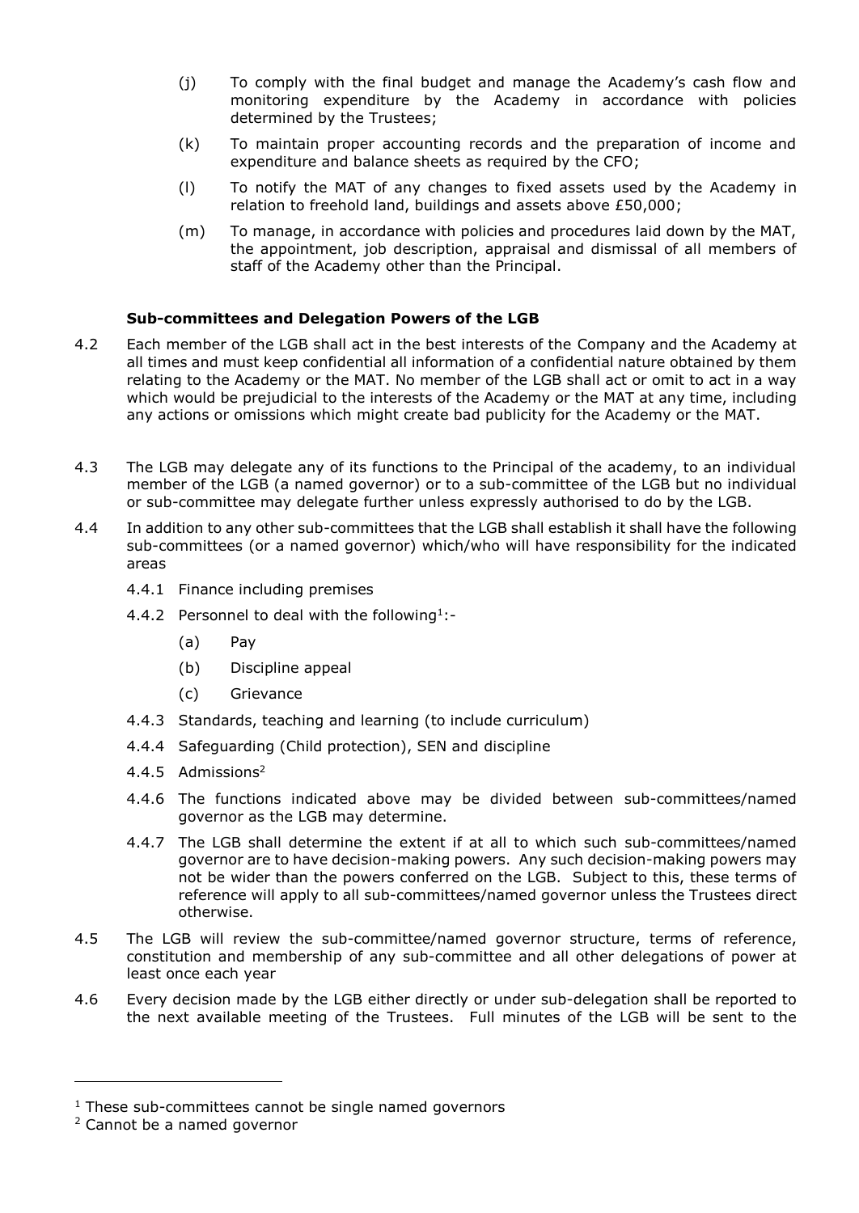(j) To comply with the final budget and manage the Academy's cash flow and monitoring expenditure by the Academy in accordance with policies determined by the Trustees;

(k) To maintain proper accounting records and the preparation of income and expenditure and balance sheets as required by the CFO;

(l) To notify the MAT of any changes to fixed assets used by the Academy in relation to freehold land, buildings and assets above £50,000;

(m) To manage, in accordance with policies and procedures laid down by the MAT, the appointment, job description, appraisal and dismissal of all members of staff of the Academy other than the Principal.

### Sub-committees and Delegation Powers of the LGB

4.2 Each member of the LGB shall act in the best interests of the Company and the Academy at all times and must keep confidential all information of a confidential nature obtained by them relating to the Academy or the MAT. No member of the LGB shall act or omit to act in a way which would be prejudicial to the interests of the Academy or the MAT at any time, including any actions or omissions which might create bad publicity for the Academy or the MAT.

4.3 The LGB may delegate any of its functions to the Principal of the academy, to an individual member of the LGB (a named governor) or to a sub-committee of the LGB but no individual or sub-committee may delegate further unless expressly authorised to do by the LGB.

4.4 In addition to any other sub-committees that the LGB shall establish it shall have the following sub-committees (or a named governor) which/who will have responsibility for the indicated areas

4.4.1 Finance including premises

4.4.2 Personnel to deal with the following[1]:-

(a) Pay

(b) Discipline appeal

(c) Grievance

4.4.3 Standards, teaching and learning (to include curriculum)

4.4.4 Safeguarding (Child protection), SEN and discipline

4.4.5 Admissions[2]

4.4.6 The functions indicated above may be divided between sub-committees/named governor as the LGB may determine.

4.4.7 The LGB shall determine the extent if at all to which such sub-committees/named governor are to have decision-making powers. Any such decision-making powers may not be wider than the powers conferred on the LGB. Subject to this, these terms of reference will apply to all sub-committees/named governor unless the Trustees direct otherwise.

4.5 The LGB will review the sub-committee/named governor structure, terms of reference, constitution and membership of any sub-committee and all other delegations of power at least once each year

4.6 Every decision made by the LGB either directly or under sub-delegation shall be reported to the next available meeting of the Trustees. Full minutes of the LGB will be sent to the

---

[1] These sub-committees cannot be single named governors

[2] Cannot be a named governor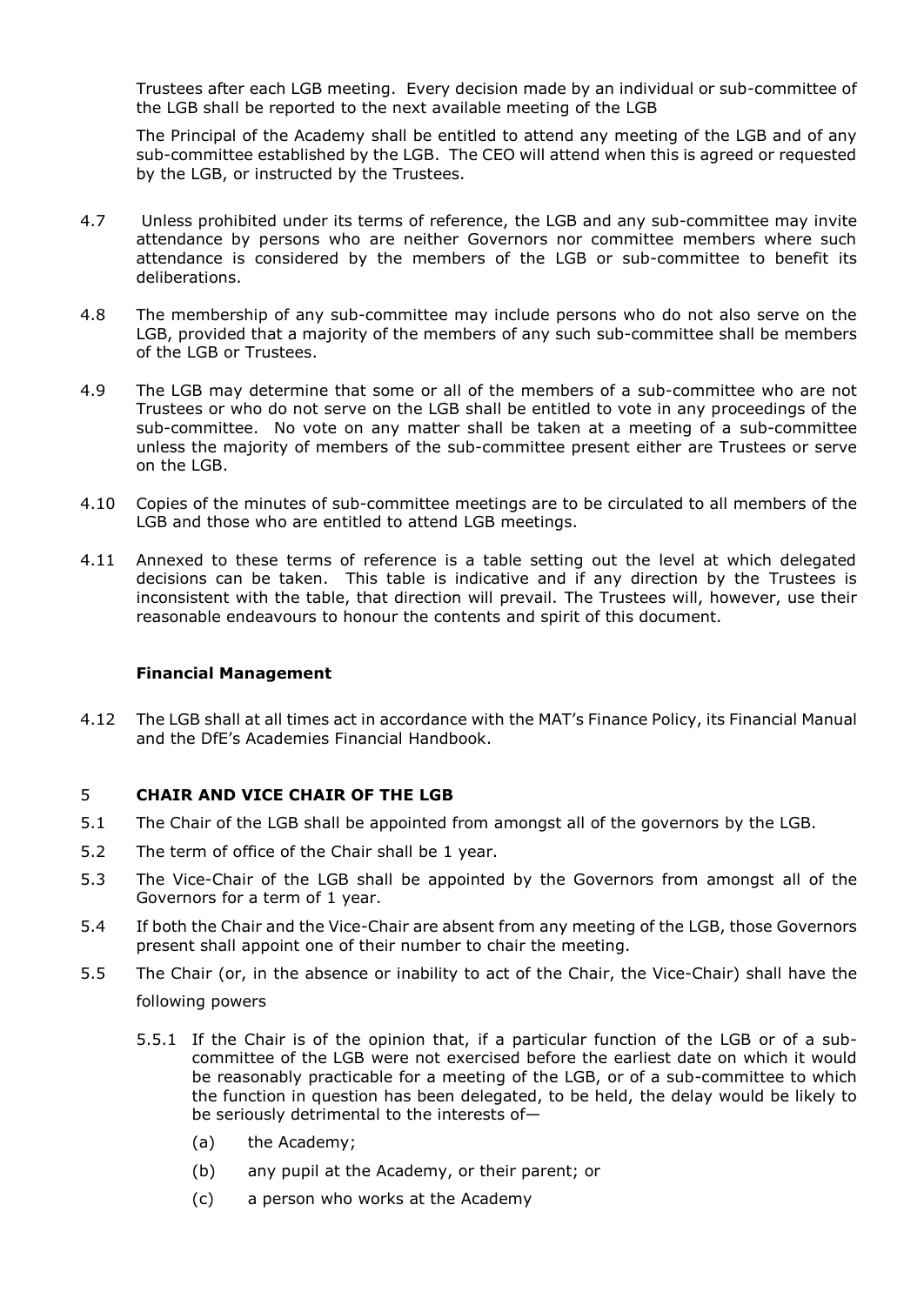Trustees after each LGB meeting. Every decision made by an individual or sub-committee of the LGB shall be reported to the next available meeting of the LGB

The Principal of the Academy shall be entitled to attend any meeting of the LGB and of any sub-committee established by the LGB. The CEO will attend when this is agreed or requested by the LGB, or instructed by the Trustees.

4.7 Unless prohibited under its terms of reference, the LGB and any sub-committee may invite attendance by persons who are neither Governors nor committee members where such attendance is considered by the members of the LGB or sub-committee to benefit its deliberations.

4.8 The membership of any sub-committee may include persons who do not also serve on the LGB, provided that a majority of the members of any such sub-committee shall be members of the LGB or Trustees.

4.9 The LGB may determine that some or all of the members of a sub-committee who are not Trustees or who do not serve on the LGB shall be entitled to vote in any proceedings of the sub-committee. No vote on any matter shall be taken at a meeting of a sub-committee unless the majority of members of the sub-committee present either are Trustees or serve on the LGB.

4.10 Copies of the minutes of sub-committee meetings are to be circulated to all members of the LGB and those who are entitled to attend LGB meetings.

4.11 Annexed to these terms of reference is a table setting out the level at which delegated decisions can be taken. This table is indicative and if any direction by the Trustees is inconsistent with the table, that direction will prevail. The Trustees will, however, use their reasonable endeavours to honour the contents and spirit of this document.

**Financial Management**

4.12 The LGB shall at all times act in accordance with the MAT's Finance Policy, its Financial Manual and the DfE's Academies Financial Handbook.

## 5 CHAIR AND VICE CHAIR OF THE LGB

5.1 The Chair of the LGB shall be appointed from amongst all of the governors by the LGB.

5.2 The term of office of the Chair shall be 1 year.

5.3 The Vice-Chair of the LGB shall be appointed by the Governors from amongst all of the Governors for a term of 1 year.

5.4 If both the Chair and the Vice-Chair are absent from any meeting of the LGB, those Governors present shall appoint one of their number to chair the meeting.

5.5 The Chair (or, in the absence or inability to act of the Chair, the Vice-Chair) shall have the following powers

5.5.1 If the Chair is of the opinion that, if a particular function of the LGB or of a sub-committee of the LGB were not exercised before the earliest date on which it would be reasonably practicable for a meeting of the LGB, or of a sub-committee to which the function in question has been delegated, to be held, the delay would be likely to be seriously detrimental to the interests of—

(a) the Academy;

(b) any pupil at the Academy, or their parent; or

(c) a person who works at the Academy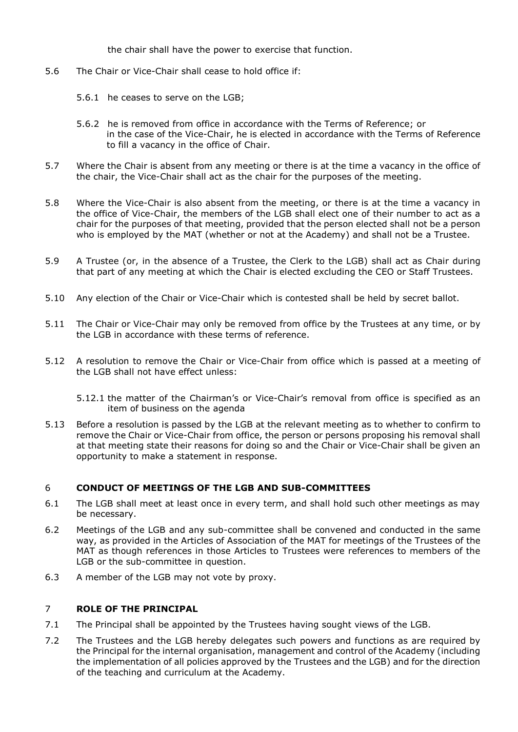the chair shall have the power to exercise that function.

5.6 The Chair or Vice-Chair shall cease to hold office if:

5.6.1 he ceases to serve on the LGB;

5.6.2 he is removed from office in accordance with the Terms of Reference; or in the case of the Vice-Chair, he is elected in accordance with the Terms of Reference to fill a vacancy in the office of Chair.

5.7 Where the Chair is absent from any meeting or there is at the time a vacancy in the office of the chair, the Vice-Chair shall act as the chair for the purposes of the meeting.

5.8 Where the Vice-Chair is also absent from the meeting, or there is at the time a vacancy in the office of Vice-Chair, the members of the LGB shall elect one of their number to act as a chair for the purposes of that meeting, provided that the person elected shall not be a person who is employed by the MAT (whether or not at the Academy) and shall not be a Trustee.

5.9 A Trustee (or, in the absence of a Trustee, the Clerk to the LGB) shall act as Chair during that part of any meeting at which the Chair is elected excluding the CEO or Staff Trustees.

5.10 Any election of the Chair or Vice-Chair which is contested shall be held by secret ballot.

5.11 The Chair or Vice-Chair may only be removed from office by the Trustees at any time, or by the LGB in accordance with these terms of reference.

5.12 A resolution to remove the Chair or Vice-Chair from office which is passed at a meeting of the LGB shall not have effect unless:

5.12.1 the matter of the Chairman's or Vice-Chair's removal from office is specified as an item of business on the agenda

5.13 Before a resolution is passed by the LGB at the relevant meeting as to whether to confirm to remove the Chair or Vice-Chair from office, the person or persons proposing his removal shall at that meeting state their reasons for doing so and the Chair or Vice-Chair shall be given an opportunity to make a statement in response.

## 6 CONDUCT OF MEETINGS OF THE LGB AND SUB-COMMITTEES

6.1 The LGB shall meet at least once in every term, and shall hold such other meetings as may be necessary.

6.2 Meetings of the LGB and any sub-committee shall be convened and conducted in the same way, as provided in the Articles of Association of the MAT for meetings of the Trustees of the MAT as though references in those Articles to Trustees were references to members of the LGB or the sub-committee in question.

6.3 A member of the LGB may not vote by proxy.

## 7 ROLE OF THE PRINCIPAL

7.1 The Principal shall be appointed by the Trustees having sought views of the LGB.

7.2 The Trustees and the LGB hereby delegates such powers and functions as are required by the Principal for the internal organisation, management and control of the Academy (including the implementation of all policies approved by the Trustees and the LGB) and for the direction of the teaching and curriculum at the Academy.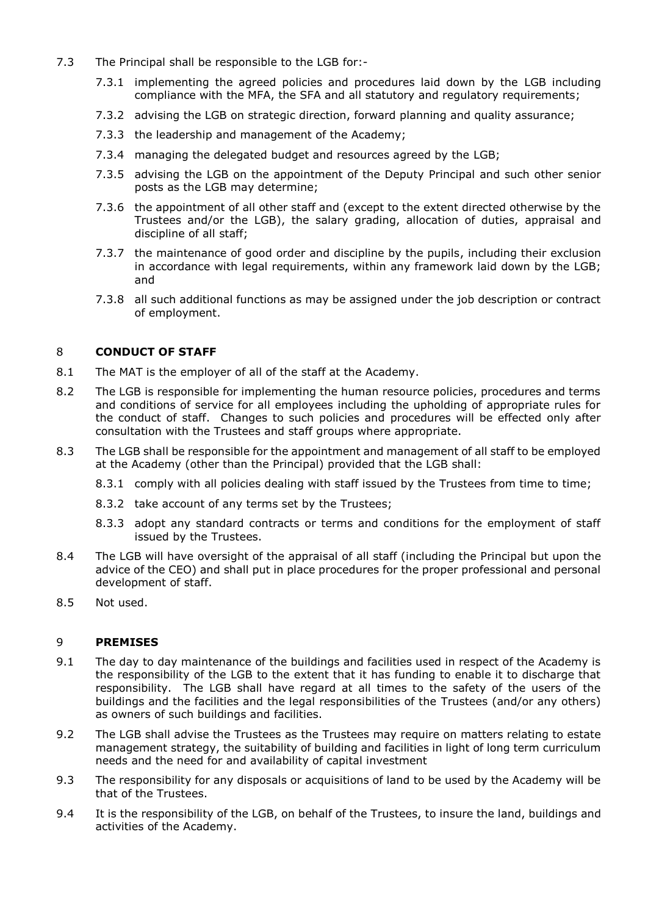7.3 The Principal shall be responsible to the LGB for:-

7.3.1 implementing the agreed policies and procedures laid down by the LGB including compliance with the MFA, the SFA and all statutory and regulatory requirements;

7.3.2 advising the LGB on strategic direction, forward planning and quality assurance;

7.3.3 the leadership and management of the Academy;

7.3.4 managing the delegated budget and resources agreed by the LGB;

7.3.5 advising the LGB on the appointment of the Deputy Principal and such other senior posts as the LGB may determine;

7.3.6 the appointment of all other staff and (except to the extent directed otherwise by the Trustees and/or the LGB), the salary grading, allocation of duties, appraisal and discipline of all staff;

7.3.7 the maintenance of good order and discipline by the pupils, including their exclusion in accordance with legal requirements, within any framework laid down by the LGB; and

7.3.8 all such additional functions as may be assigned under the job description or contract of employment.

## 8 CONDUCT OF STAFF

8.1 The MAT is the employer of all of the staff at the Academy.

8.2 The LGB is responsible for implementing the human resource policies, procedures and terms and conditions of service for all employees including the upholding of appropriate rules for the conduct of staff. Changes to such policies and procedures will be effected only after consultation with the Trustees and staff groups where appropriate.

8.3 The LGB shall be responsible for the appointment and management of all staff to be employed at the Academy (other than the Principal) provided that the LGB shall:

8.3.1 comply with all policies dealing with staff issued by the Trustees from time to time;

8.3.2 take account of any terms set by the Trustees;

8.3.3 adopt any standard contracts or terms and conditions for the employment of staff issued by the Trustees.

8.4 The LGB will have oversight of the appraisal of all staff (including the Principal but upon the advice of the CEO) and shall put in place procedures for the proper professional and personal development of staff.

8.5 Not used.

## 9 PREMISES

9.1 The day to day maintenance of the buildings and facilities used in respect of the Academy is the responsibility of the LGB to the extent that it has funding to enable it to discharge that responsibility. The LGB shall have regard at all times to the safety of the users of the buildings and the facilities and the legal responsibilities of the Trustees (and/or any others) as owners of such buildings and facilities.

9.2 The LGB shall advise the Trustees as the Trustees may require on matters relating to estate management strategy, the suitability of building and facilities in light of long term curriculum needs and the need for and availability of capital investment

9.3 The responsibility for any disposals or acquisitions of land to be used by the Academy will be that of the Trustees.

9.4 It is the responsibility of the LGB, on behalf of the Trustees, to insure the land, buildings and activities of the Academy.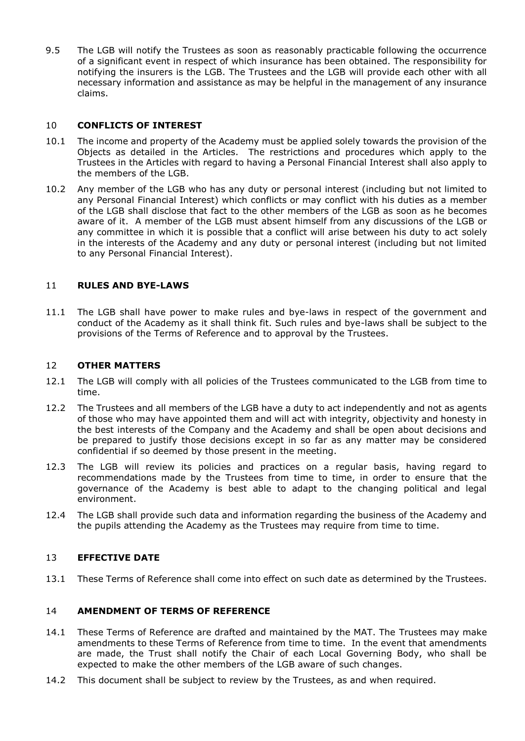9.5 The LGB will notify the Trustees as soon as reasonably practicable following the occurrence of a significant event in respect of which insurance has been obtained. The responsibility for notifying the insurers is the LGB. The Trustees and the LGB will provide each other with all necessary information and assistance as may be helpful in the management of any insurance claims.

## 10 CONFLICTS OF INTEREST

10.1 The income and property of the Academy must be applied solely towards the provision of the Objects as detailed in the Articles. The restrictions and procedures which apply to the Trustees in the Articles with regard to having a Personal Financial Interest shall also apply to the members of the LGB.

10.2 Any member of the LGB who has any duty or personal interest (including but not limited to any Personal Financial Interest) which conflicts or may conflict with his duties as a member of the LGB shall disclose that fact to the other members of the LGB as soon as he becomes aware of it. A member of the LGB must absent himself from any discussions of the LGB or any committee in which it is possible that a conflict will arise between his duty to act solely in the interests of the Academy and any duty or personal interest (including but not limited to any Personal Financial Interest).

## 11 RULES AND BYE-LAWS

11.1 The LGB shall have power to make rules and bye-laws in respect of the government and conduct of the Academy as it shall think fit. Such rules and bye-laws shall be subject to the provisions of the Terms of Reference and to approval by the Trustees.

## 12 OTHER MATTERS

12.1 The LGB will comply with all policies of the Trustees communicated to the LGB from time to time.

12.2 The Trustees and all members of the LGB have a duty to act independently and not as agents of those who may have appointed them and will act with integrity, objectivity and honesty in the best interests of the Company and the Academy and shall be open about decisions and be prepared to justify those decisions except in so far as any matter may be considered confidential if so deemed by those present in the meeting.

12.3 The LGB will review its policies and practices on a regular basis, having regard to recommendations made by the Trustees from time to time, in order to ensure that the governance of the Academy is best able to adapt to the changing political and legal environment.

12.4 The LGB shall provide such data and information regarding the business of the Academy and the pupils attending the Academy as the Trustees may require from time to time.

## 13 EFFECTIVE DATE

13.1 These Terms of Reference shall come into effect on such date as determined by the Trustees.

## 14 AMENDMENT OF TERMS OF REFERENCE

14.1 These Terms of Reference are drafted and maintained by the MAT. The Trustees may make amendments to these Terms of Reference from time to time. In the event that amendments are made, the Trust shall notify the Chair of each Local Governing Body, who shall be expected to make the other members of the LGB aware of such changes.

14.2 This document shall be subject to review by the Trustees, as and when required.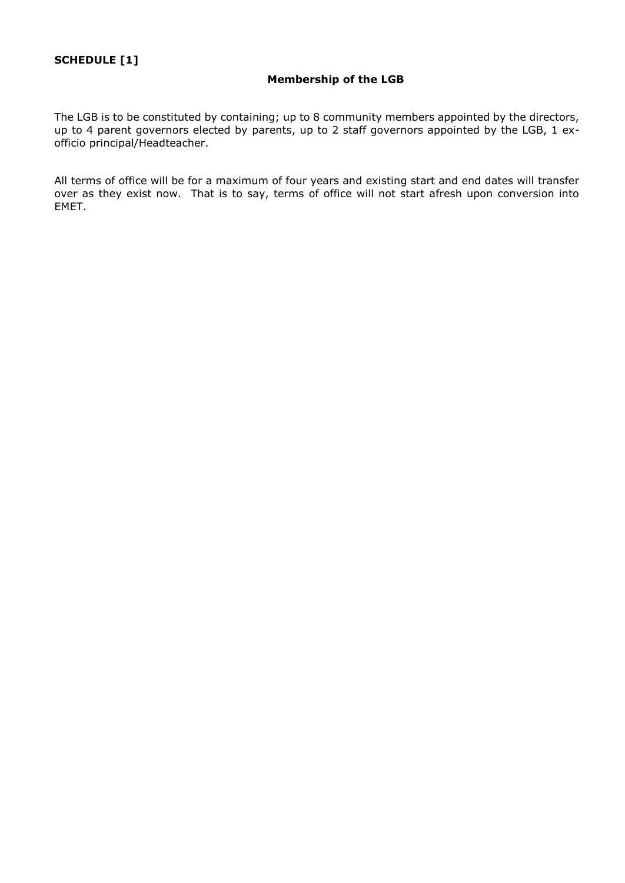**SCHEDULE [1]**

**Membership of the LGB**

The LGB is to be constituted by containing; up to 8 community members appointed by the directors, up to 4 parent governors elected by parents, up to 2 staff governors appointed by the LGB, 1 ex-officio principal/Headteacher.

All terms of office will be for a maximum of four years and existing start and end dates will transfer over as they exist now. That is to say, terms of office will not start afresh upon conversion into EMET.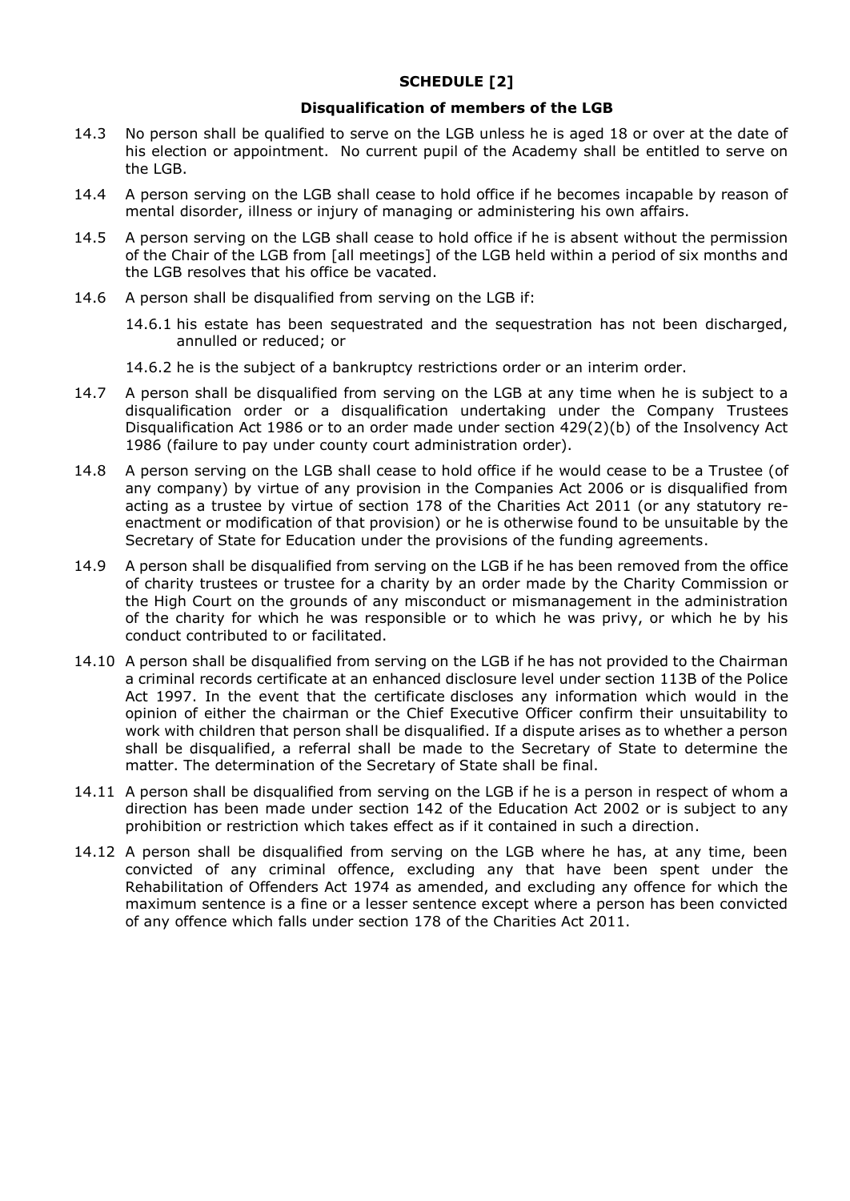## SCHEDULE [2]

### Disqualification of members of the LGB

14.3 No person shall be qualified to serve on the LGB unless he is aged 18 or over at the date of his election or appointment. No current pupil of the Academy shall be entitled to serve on the LGB.

14.4 A person serving on the LGB shall cease to hold office if he becomes incapable by reason of mental disorder, illness or injury of managing or administering his own affairs.

14.5 A person serving on the LGB shall cease to hold office if he is absent without the permission of the Chair of the LGB from [all meetings] of the LGB held within a period of six months and the LGB resolves that his office be vacated.

14.6 A person shall be disqualified from serving on the LGB if:

14.6.1 his estate has been sequestrated and the sequestration has not been discharged, annulled or reduced; or

14.6.2 he is the subject of a bankruptcy restrictions order or an interim order.

14.7 A person shall be disqualified from serving on the LGB at any time when he is subject to a disqualification order or a disqualification undertaking under the Company Trustees Disqualification Act 1986 or to an order made under section 429(2)(b) of the Insolvency Act 1986 (failure to pay under county court administration order).

14.8 A person serving on the LGB shall cease to hold office if he would cease to be a Trustee (of any company) by virtue of any provision in the Companies Act 2006 or is disqualified from acting as a trustee by virtue of section 178 of the Charities Act 2011 (or any statutory re-enactment or modification of that provision) or he is otherwise found to be unsuitable by the Secretary of State for Education under the provisions of the funding agreements.

14.9 A person shall be disqualified from serving on the LGB if he has been removed from the office of charity trustees or trustee for a charity by an order made by the Charity Commission or the High Court on the grounds of any misconduct or mismanagement in the administration of the charity for which he was responsible or to which he was privy, or which he by his conduct contributed to or facilitated.

14.10 A person shall be disqualified from serving on the LGB if he has not provided to the Chairman a criminal records certificate at an enhanced disclosure level under section 113B of the Police Act 1997. In the event that the certificate discloses any information which would in the opinion of either the chairman or the Chief Executive Officer confirm their unsuitability to work with children that person shall be disqualified. If a dispute arises as to whether a person shall be disqualified, a referral shall be made to the Secretary of State to determine the matter. The determination of the Secretary of State shall be final.

14.11 A person shall be disqualified from serving on the LGB if he is a person in respect of whom a direction has been made under section 142 of the Education Act 2002 or is subject to any prohibition or restriction which takes effect as if it contained in such a direction.

14.12 A person shall be disqualified from serving on the LGB where he has, at any time, been convicted of any criminal offence, excluding any that have been spent under the Rehabilitation of Offenders Act 1974 as amended, and excluding any offence for which the maximum sentence is a fine or a lesser sentence except where a person has been convicted of any offence which falls under section 178 of the Charities Act 2011.